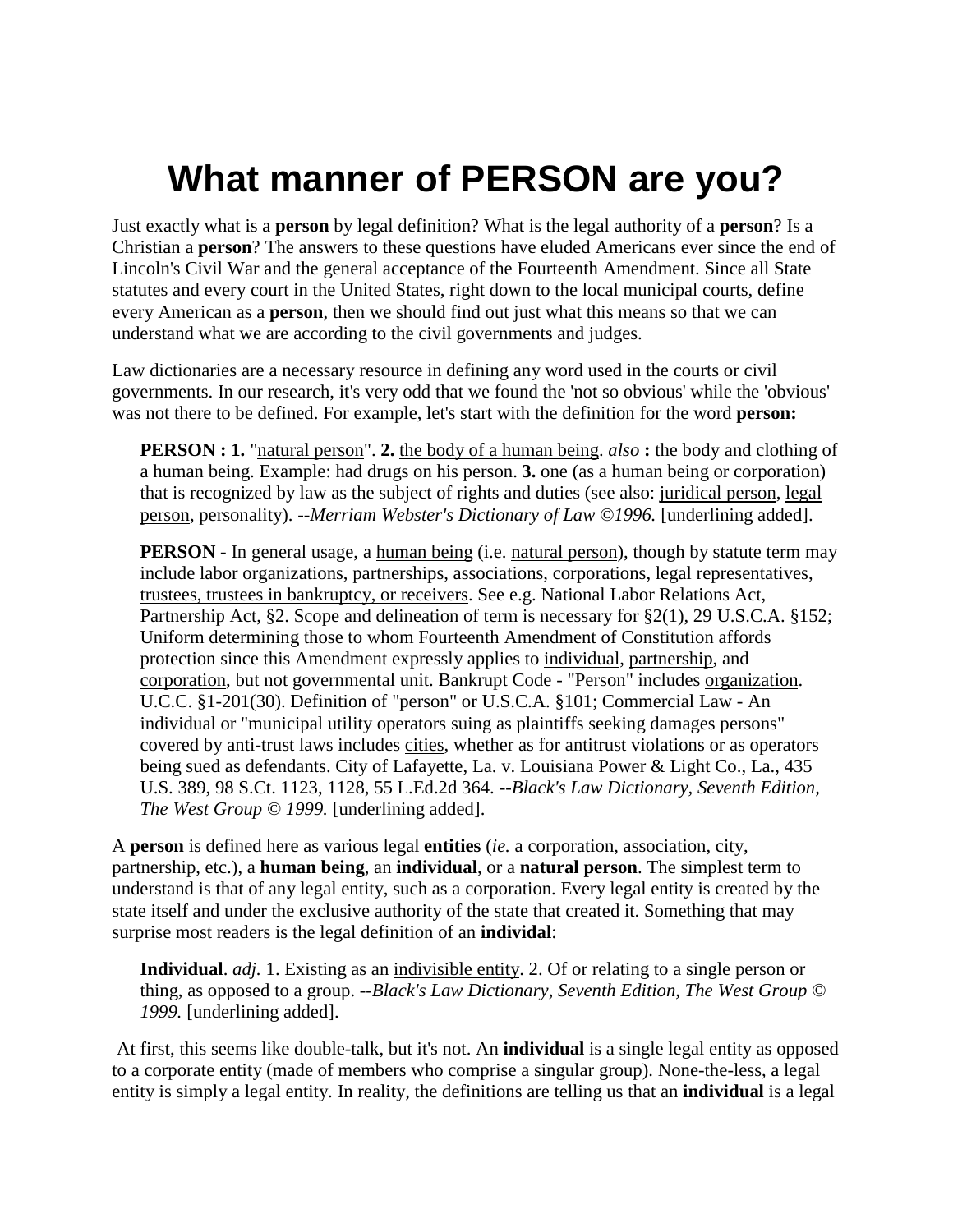# What manner of PERSON are you?

Just exactly what is a **person** by legal definition? What is the legal authority of a **person**? Is a Christian a **person**? The answers to these questions have eluded Americans ever since the end of Lincoln's Civil War and the general acceptance of the Fourteenth Amendment. Since all State statutes and every court in the United States, right down to the local municipal courts, define every American as a **person**, then we should find out just what this means so that we can understand what we are according to the civil governments and judges.

Law dictionaries are a necessary resource in defining any word used in the courts or civil governments. In our research, it's very odd that we found the 'not so obvious' while the 'obvious' was not there to be defined. For example, let's start with the definition for the word **person:**

> **PERSON : 1.** "natural person". **2.** the body of a human being. *also* **:** the body and clothing of a human being. Example: had drugs on his person. **3.** one (as a human being or corporation) that is recognized by law as the subject of rights and duties (see also: juridical person, legal person, personality). *--Merriam Webster's Dictionary of Law ©1996.* [underlining added].

> **PERSON** - In general usage, a human being (i.e. natural person), though by statute term may include labor organizations, partnerships, associations, corporations, legal representatives, trustees, trustees in bankruptcy, or receivers. See e.g. National Labor Relations Act, Partnership Act, §2. Scope and delineation of term is necessary for §2(1), 29 U.S.C.A. §152; Uniform determining those to whom Fourteenth Amendment of Constitution affords protection since this Amendment expressly applies to individual, partnership, and corporation, but not governmental unit. Bankrupt Code - "Person" includes organization. U.C.C. §1-201(30). Definition of "person" or U.S.C.A. §101; Commercial Law - An individual or "municipal utility operators suing as plaintiffs seeking damages persons" covered by anti-trust laws includes cities, whether as for antitrust violations or as operators being sued as defendants. City of Lafayette, La. v. Louisiana Power & Light Co., La., 435 U.S. 389, 98 S.Ct. 1123, 1128, 55 L.Ed.2d 364. *--Black's Law Dictionary, Seventh Edition, The West Group © 1999.* [underlining added].

A **person** is defined here as various legal **entities** (*ie.* a corporation, association, city, partnership, etc.), a **human being**, an **individual**, or a **natural person**. The simplest term to understand is that of any legal entity, such as a corporation. Every legal entity is created by the state itself and under the exclusive authority of the state that created it. Something that may surprise most readers is the legal definition of an **individal**:

> **Individual**. *adj*. 1. Existing as an indivisible entity. 2. Of or relating to a single person or thing, as opposed to a group. *--Black's Law Dictionary, Seventh Edition, The West Group © 1999.* [underlining added].

At first, this seems like double-talk, but it's not. An **individual** is a single legal entity as opposed to a corporate entity (made of members who comprise a singular group). None-the-less, a legal entity is simply a legal entity. In reality, the definitions are telling us that an **individual** is a legal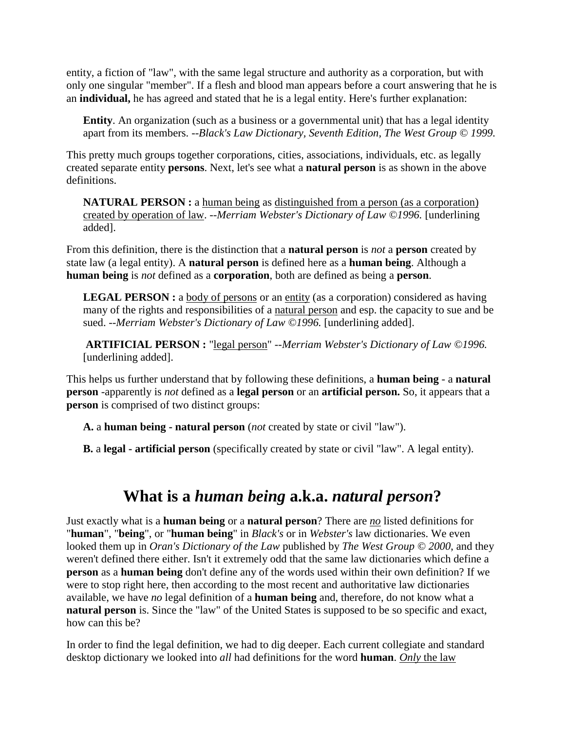entity, a fiction of "law", with the same legal structure and authority as a corporation, but with only one singular "member". If a flesh and blood man appears before a court answering that he is an **individual,** he has agreed and stated that he is a legal entity. Here's further explanation:

> **Entity**. An organization (such as a business or a governmental unit) that has a legal identity apart from its members. *--Black's Law Dictionary, Seventh Edition, The West Group © 1999.*

This pretty much groups together corporations, cities, associations, individuals, etc. as legally created separate entity **persons**. Next, let's see what a **natural person** is as shown in the above definitions.

> **NATURAL PERSON :** a <u>human being</u> as <u>distinguished from a person (as a corporation) created by operation of law</u>. *--Merriam Webster's Dictionary of Law ©1996.* [underlining added].

From this definition, there is the distinction that a **natural person** is *not* a **person** created by state law (a legal entity). A **natural person** is defined here as a **human being**. Although a **human being** is *not* defined as a **corporation**, both are defined as being a **person**.

> **LEGAL PERSON :** a <u>body of persons</u> or an <u>entity</u> (as a corporation) considered as having many of the rights and responsibilities of a <u>natural person</u> and esp. the capacity to sue and be sued. *--Merriam Webster's Dictionary of Law ©1996.* [underlining added].
>
> **ARTIFICIAL PERSON :** "<u>legal person</u>" *--Merriam Webster's Dictionary of Law ©1996.* [underlining added].

This helps us further understand that by following these definitions, a **human being** - a **natural person** -apparently is *not* defined as a **legal person** or an **artificial person.** So, it appears that a **person** is comprised of two distinct groups:

> **A.** a **human being - natural person** (*not* created by state or civil "law").
>
> **B.** a **legal - artificial person** (specifically created by state or civil "law". A legal entity).

## What is a *human being* a.k.a. *natural person*?

Just exactly what is a **human being** or a **natural person**? There are <u>*no*</u> listed definitions for "**human**", "**being**", or "**human being**" in *Black's* or in *Webster's* law dictionaries. We even looked them up in *Oran's Dictionary of the Law* published by *The West Group © 2000*, and they weren't defined there either. Isn't it extremely odd that the same law dictionaries which define a **person** as a **human being** don't define any of the words used within their own definition? If we were to stop right here, then according to the most recent and authoritative law dictionaries available, we have *no* legal definition of a **human being** and, therefore, do not know what a **natural person** is. Since the "law" of the United States is supposed to be so specific and exact, how can this be?

In order to find the legal definition, we had to dig deeper. Each current collegiate and standard desktop dictionary we looked into *all* had definitions for the word **human**. <u>*Only* the law</u>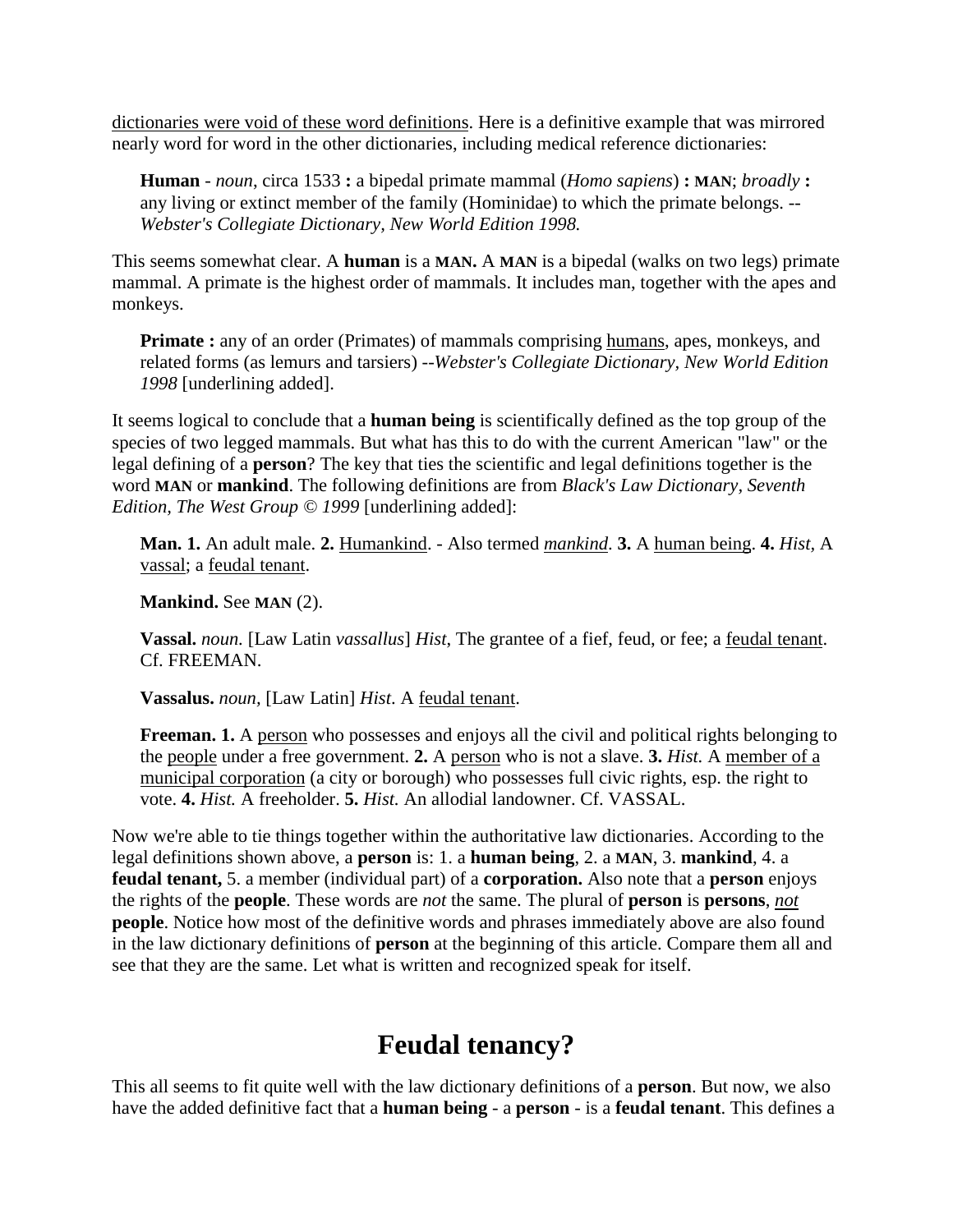<u>dictionaries were void of these word definitions</u>. Here is a definitive example that was mirrored nearly word for word in the other dictionaries, including medical reference dictionaries:

> **Human** - *noun*, circa 1533 **:** a bipedal primate mammal (*Homo sapiens*) **: MAN**; *broadly* **:** any living or extinct member of the family (Hominidae) to which the primate belongs. --*Webster's Collegiate Dictionary, New World Edition 1998.*

This seems somewhat clear. A **human** is a **MAN.** A **MAN** is a bipedal (walks on two legs) primate mammal. A primate is the highest order of mammals. It includes man, together with the apes and monkeys.

> **Primate :** any of an order (Primates) of mammals comprising <u>humans</u>, apes, monkeys, and related forms (as lemurs and tarsiers) --*Webster's Collegiate Dictionary, New World Edition 1998* [underlining added].

It seems logical to conclude that a **human being** is scientifically defined as the top group of the species of two legged mammals. But what has this to do with the current American "law" or the legal defining of a **person**? The key that ties the scientific and legal definitions together is the word **MAN** or **mankind**. The following definitions are from *Black's Law Dictionary, Seventh Edition, The West Group © 1999* [underlining added]:

> **Man. 1.** An adult male. **2.** <u>Humankind</u>. - Also termed <u>*mankind*</u>. **3.** A <u>human being</u>. **4.** *Hist*, A <u>vassal</u>; a <u>feudal tenant</u>.
>
> **Mankind.** See **MAN** (2).
>
> **Vassal.** *noun.* [Law Latin *vassallus*] *Hist*, The grantee of a fief, feud, or fee; a <u>feudal tenant</u>. Cf. FREEMAN.
>
> **Vassalus.** *noun,* [Law Latin] *Hist*. A <u>feudal tenant</u>.
>
> **Freeman. 1.** A <u>person</u> who possesses and enjoys all the civil and political rights belonging to the <u>people</u> under a free government. **2.** A <u>person</u> who is not a slave. **3.** *Hist.* A <u>member of a municipal corporation</u> (a city or borough) who possesses full civic rights, esp. the right to vote. **4.** *Hist.* A freeholder. **5.** *Hist.* An allodial landowner. Cf. VASSAL.

Now we're able to tie things together within the authoritative law dictionaries. According to the legal definitions shown above, a **person** is: 1. a **human being**, 2. a **MAN**, 3. **mankind**, 4. a **feudal tenant,** 5. a member (individual part) of a **corporation.** Also note that a **person** enjoys the rights of the **people**. These words are *not* the same. The plural of **person** is **persons**, <u>*not*</u> **people**. Notice how most of the definitive words and phrases immediately above are also found in the law dictionary definitions of **person** at the beginning of this article. Compare them all and see that they are the same. Let what is written and recognized speak for itself.

## Feudal tenancy?

This all seems to fit quite well with the law dictionary definitions of a **person**. But now, we also have the added definitive fact that a **human being** - a **person** - is a **feudal tenant**. This defines a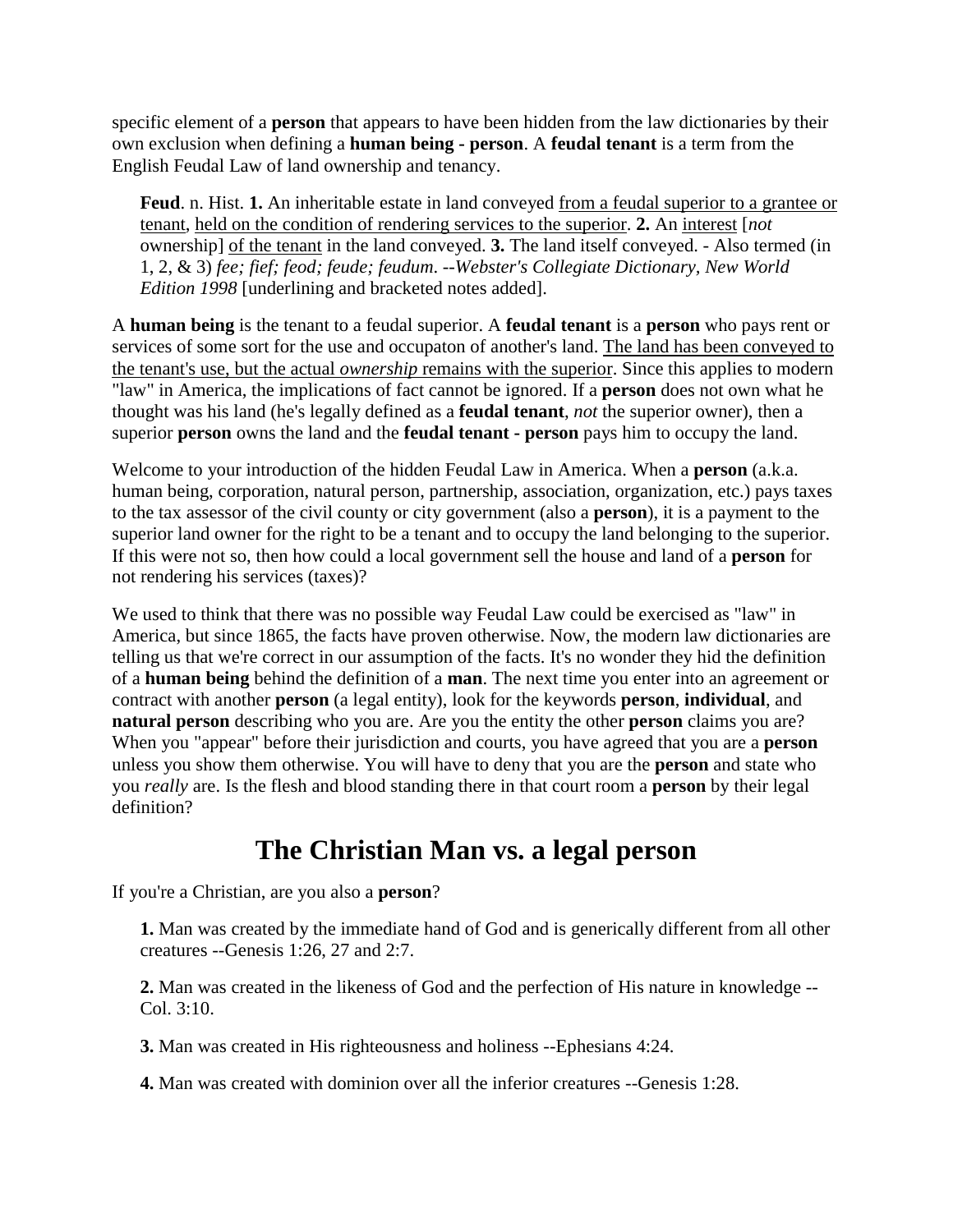specific element of a **person** that appears to have been hidden from the law dictionaries by their own exclusion when defining a **human being - person**. A **feudal tenant** is a term from the English Feudal Law of land ownership and tenancy.

> **Feud**. n. Hist. **1.** An inheritable estate in land conveyed <u>from a feudal superior to a grantee or tenant</u>, <u>held on the condition of rendering services to the superior</u>. **2.** An <u>interest</u> [*not* ownership] <u>of the tenant</u> in the land conveyed. **3.** The land itself conveyed. - Also termed (in 1, 2, & 3) *fee; fief; feod; feude; feudum*. --*Webster's Collegiate Dictionary, New World Edition 1998* [underlining and bracketed notes added].

A **human being** is the tenant to a feudal superior. A **feudal tenant** is a **person** who pays rent or services of some sort for the use and occupaton of another's land. <u>The land has been conveyed to the tenant's use, but the actual *ownership* remains with the superior</u>. Since this applies to modern "law" in America, the implications of fact cannot be ignored. If a **person** does not own what he thought was his land (he's legally defined as a **feudal tenant**, *not* the superior owner), then a superior **person** owns the land and the **feudal tenant - person** pays him to occupy the land.

Welcome to your introduction of the hidden Feudal Law in America. When a **person** (a.k.a. human being, corporation, natural person, partnership, association, organization, etc.) pays taxes to the tax assessor of the civil county or city government (also a **person**), it is a payment to the superior land owner for the right to be a tenant and to occupy the land belonging to the superior. If this were not so, then how could a local government sell the house and land of a **person** for not rendering his services (taxes)?

We used to think that there was no possible way Feudal Law could be exercised as "law" in America, but since 1865, the facts have proven otherwise. Now, the modern law dictionaries are telling us that we're correct in our assumption of the facts. It's no wonder they hid the definition of a **human being** behind the definition of a **man**. The next time you enter into an agreement or contract with another **person** (a legal entity), look for the keywords **person**, **individual**, and **natural person** describing who you are. Are you the entity the other **person** claims you are? When you "appear" before their jurisdiction and courts, you have agreed that you are a **person** unless you show them otherwise. You will have to deny that you are the **person** and state who you *really* are. Is the flesh and blood standing there in that court room a **person** by their legal definition?

## The Christian Man vs. a legal person

If you're a Christian, are you also a **person**?

> **1.** Man was created by the immediate hand of God and is generically different from all other creatures --Genesis 1:26, 27 and 2:7.
>
> **2.** Man was created in the likeness of God and the perfection of His nature in knowledge -- Col. 3:10.
>
> **3.** Man was created in His righteousness and holiness --Ephesians 4:24.
>
> **4.** Man was created with dominion over all the inferior creatures --Genesis 1:28.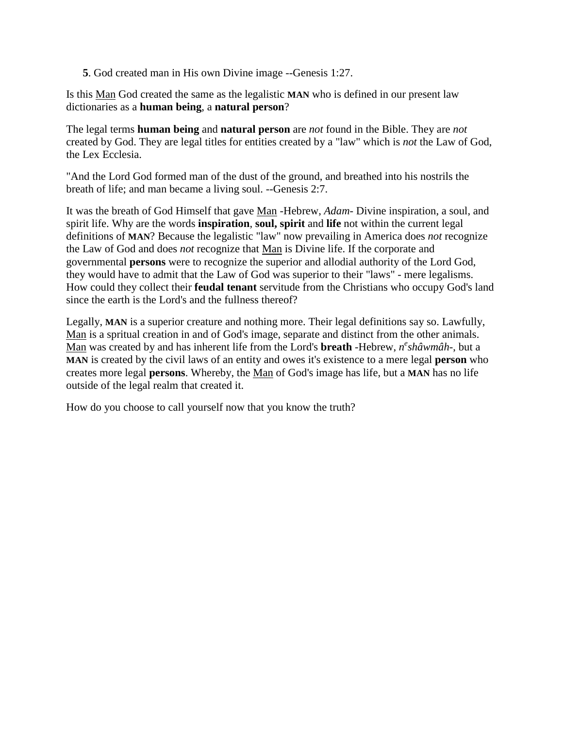**5**. God created man in His own Divine image --Genesis 1:27.

Is this <u>Man</u> God created the same as the legalistic **MAN** who is defined in our present law dictionaries as a **human being**, a **natural person**?

The legal terms **human being** and **natural person** are *not* found in the Bible. They are *not* created by God. They are legal titles for entities created by a "law" which is *not* the Law of God, the Lex Ecclesia.

"And the Lord God formed man of the dust of the ground, and breathed into his nostrils the breath of life; and man became a living soul. --Genesis 2:7.

It was the breath of God Himself that gave <u>Man</u> -Hebrew, *Adam*- Divine inspiration, a soul, and spirit life. Why are the words **inspiration**, **soul, spirit** and **life** not within the current legal definitions of **MAN**? Because the legalistic "law" now prevailing in America does *not* recognize the Law of God and does *not* recognize that <u>Man</u> is Divine life. If the corporate and governmental **persons** were to recognize the superior and allodial authority of the Lord God, they would have to admit that the Law of God was superior to their "laws" - mere legalisms. How could they collect their **feudal tenant** servitude from the Christians who occupy God's land since the earth is the Lord's and the fullness thereof?

Legally, **MAN** is a superior creature and nothing more. Their legal definitions say so. Lawfully, <u>Man</u> is a spritual creation in and of God's image, separate and distinct from the other animals. <u>Man</u> was created by and has inherent life from the Lord's **breath** -Hebrew, *n[e]shâwmâh*-, but a **MAN** is created by the civil laws of an entity and owes it's existence to a mere legal **person** who creates more legal **persons**. Whereby, the <u>Man</u> of God's image has life, but a **MAN** has no life outside of the legal realm that created it.

How do you choose to call yourself now that you know the truth?